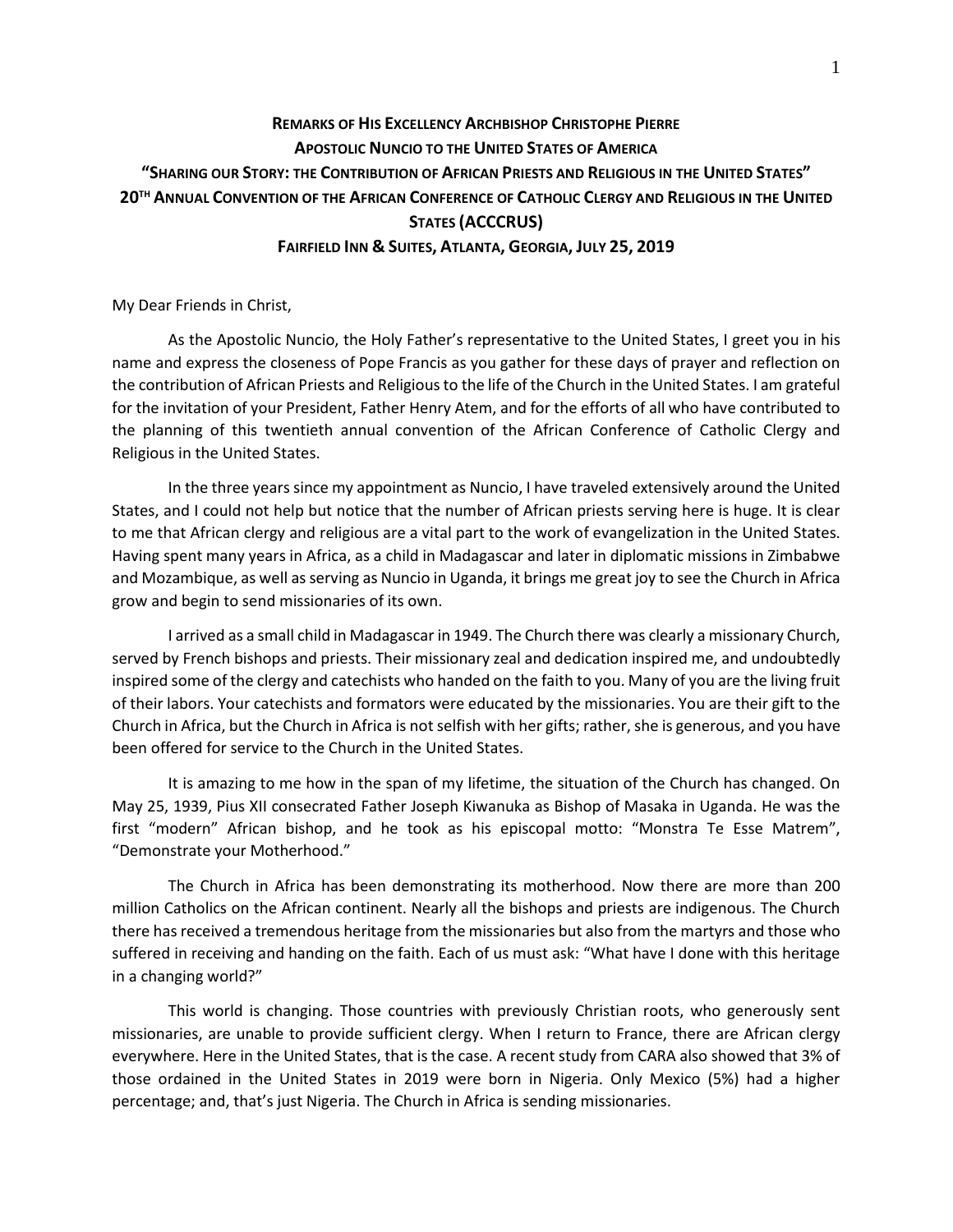**REMARKS OF HIS EXCELLENCY ARCHBISHOP CHRISTOPHE PIERRE**
**APOSTOLIC NUNCIO TO THE UNITED STATES OF AMERICA**
**"SHARING OUR STORY: THE CONTRIBUTION OF AFRICAN PRIESTS AND RELIGIOUS IN THE UNITED STATES"**
**20TH ANNUAL CONVENTION OF THE AFRICAN CONFERENCE OF CATHOLIC CLERGY AND RELIGIOUS IN THE UNITED STATES (ACCCRUS)**
**FAIRFIELD INN & SUITES, ATLANTA, GEORGIA, JULY 25, 2019**

My Dear Friends in Christ,

As the Apostolic Nuncio, the Holy Father's representative to the United States, I greet you in his name and express the closeness of Pope Francis as you gather for these days of prayer and reflection on the contribution of African Priests and Religious to the life of the Church in the United States. I am grateful for the invitation of your President, Father Henry Atem, and for the efforts of all who have contributed to the planning of this twentieth annual convention of the African Conference of Catholic Clergy and Religious in the United States.

In the three years since my appointment as Nuncio, I have traveled extensively around the United States, and I could not help but notice that the number of African priests serving here is huge. It is clear to me that African clergy and religious are a vital part to the work of evangelization in the United States. Having spent many years in Africa, as a child in Madagascar and later in diplomatic missions in Zimbabwe and Mozambique, as well as serving as Nuncio in Uganda, it brings me great joy to see the Church in Africa grow and begin to send missionaries of its own.

I arrived as a small child in Madagascar in 1949. The Church there was clearly a missionary Church, served by French bishops and priests. Their missionary zeal and dedication inspired me, and undoubtedly inspired some of the clergy and catechists who handed on the faith to you. Many of you are the living fruit of their labors. Your catechists and formators were educated by the missionaries. You are their gift to the Church in Africa, but the Church in Africa is not selfish with her gifts; rather, she is generous, and you have been offered for service to the Church in the United States.

It is amazing to me how in the span of my lifetime, the situation of the Church has changed. On May 25, 1939, Pius XII consecrated Father Joseph Kiwanuka as Bishop of Masaka in Uganda. He was the first "modern" African bishop, and he took as his episcopal motto: "Monstra Te Esse Matrem", "Demonstrate your Motherhood."

The Church in Africa has been demonstrating its motherhood. Now there are more than 200 million Catholics on the African continent. Nearly all the bishops and priests are indigenous. The Church there has received a tremendous heritage from the missionaries but also from the martyrs and those who suffered in receiving and handing on the faith. Each of us must ask: "What have I done with this heritage in a changing world?"

This world is changing. Those countries with previously Christian roots, who generously sent missionaries, are unable to provide sufficient clergy. When I return to France, there are African clergy everywhere. Here in the United States, that is the case. A recent study from CARA also showed that 3% of those ordained in the United States in 2019 were born in Nigeria. Only Mexico (5%) had a higher percentage; and, that's just Nigeria. The Church in Africa is sending missionaries.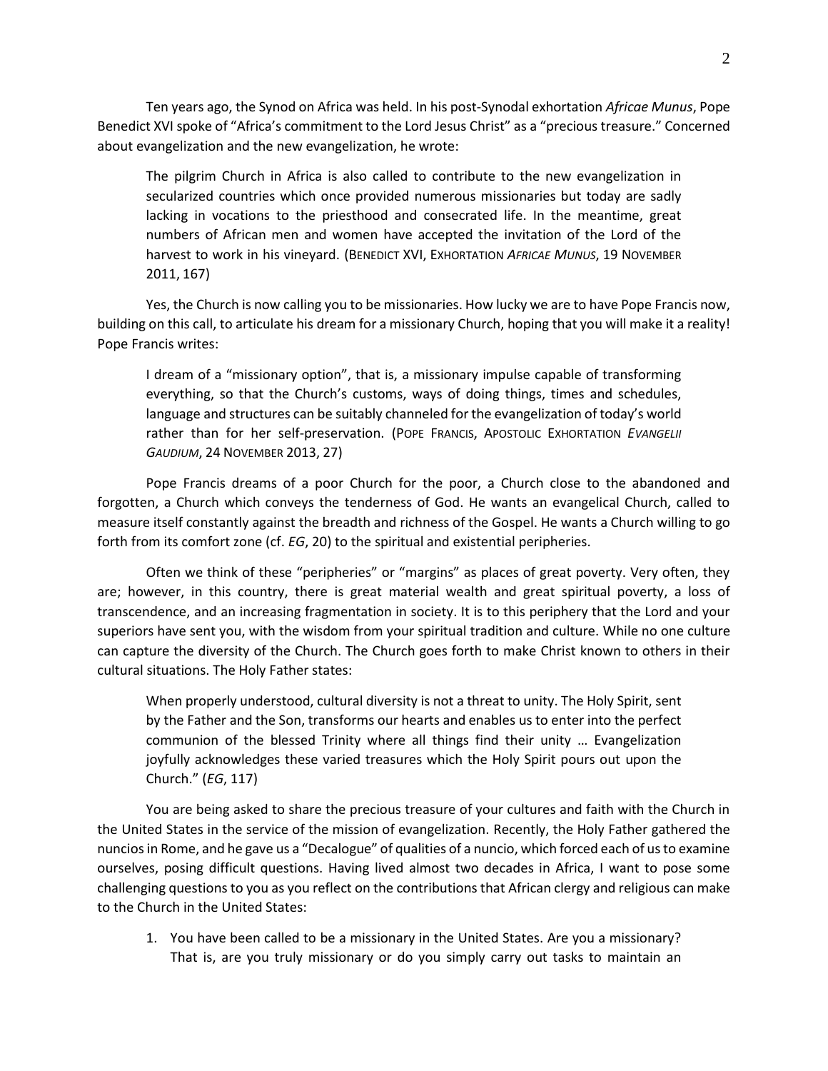Ten years ago, the Synod on Africa was held. In his post-Synodal exhortation *Africae Munus*, Pope Benedict XVI spoke of "Africa's commitment to the Lord Jesus Christ" as a "precious treasure." Concerned about evangelization and the new evangelization, he wrote:

> The pilgrim Church in Africa is also called to contribute to the new evangelization in secularized countries which once provided numerous missionaries but today are sadly lacking in vocations to the priesthood and consecrated life. In the meantime, great numbers of African men and women have accepted the invitation of the Lord of the harvest to work in his vineyard. (BENEDICT XVI, EXHORTATION *AFRICAE MUNUS*, 19 NOVEMBER 2011, 167)

Yes, the Church is now calling you to be missionaries. How lucky we are to have Pope Francis now, building on this call, to articulate his dream for a missionary Church, hoping that you will make it a reality! Pope Francis writes:

> I dream of a "missionary option", that is, a missionary impulse capable of transforming everything, so that the Church's customs, ways of doing things, times and schedules, language and structures can be suitably channeled for the evangelization of today's world rather than for her self-preservation. (POPE FRANCIS, APOSTOLIC EXHORTATION *EVANGELII GAUDIUM*, 24 NOVEMBER 2013, 27)

Pope Francis dreams of a poor Church for the poor, a Church close to the abandoned and forgotten, a Church which conveys the tenderness of God. He wants an evangelical Church, called to measure itself constantly against the breadth and richness of the Gospel. He wants a Church willing to go forth from its comfort zone (cf. *EG*, 20) to the spiritual and existential peripheries.

Often we think of these "peripheries" or "margins" as places of great poverty. Very often, they are; however, in this country, there is great material wealth and great spiritual poverty, a loss of transcendence, and an increasing fragmentation in society. It is to this periphery that the Lord and your superiors have sent you, with the wisdom from your spiritual tradition and culture. While no one culture can capture the diversity of the Church. The Church goes forth to make Christ known to others in their cultural situations. The Holy Father states:

> When properly understood, cultural diversity is not a threat to unity. The Holy Spirit, sent by the Father and the Son, transforms our hearts and enables us to enter into the perfect communion of the blessed Trinity where all things find their unity … Evangelization joyfully acknowledges these varied treasures which the Holy Spirit pours out upon the Church." (*EG*, 117)

You are being asked to share the precious treasure of your cultures and faith with the Church in the United States in the service of the mission of evangelization. Recently, the Holy Father gathered the nuncios in Rome, and he gave us a "Decalogue" of qualities of a nuncio, which forced each of us to examine ourselves, posing difficult questions. Having lived almost two decades in Africa, I want to pose some challenging questions to you as you reflect on the contributions that African clergy and religious can make to the Church in the United States:

1. You have been called to be a missionary in the United States. Are you a missionary? That is, are you truly missionary or do you simply carry out tasks to maintain an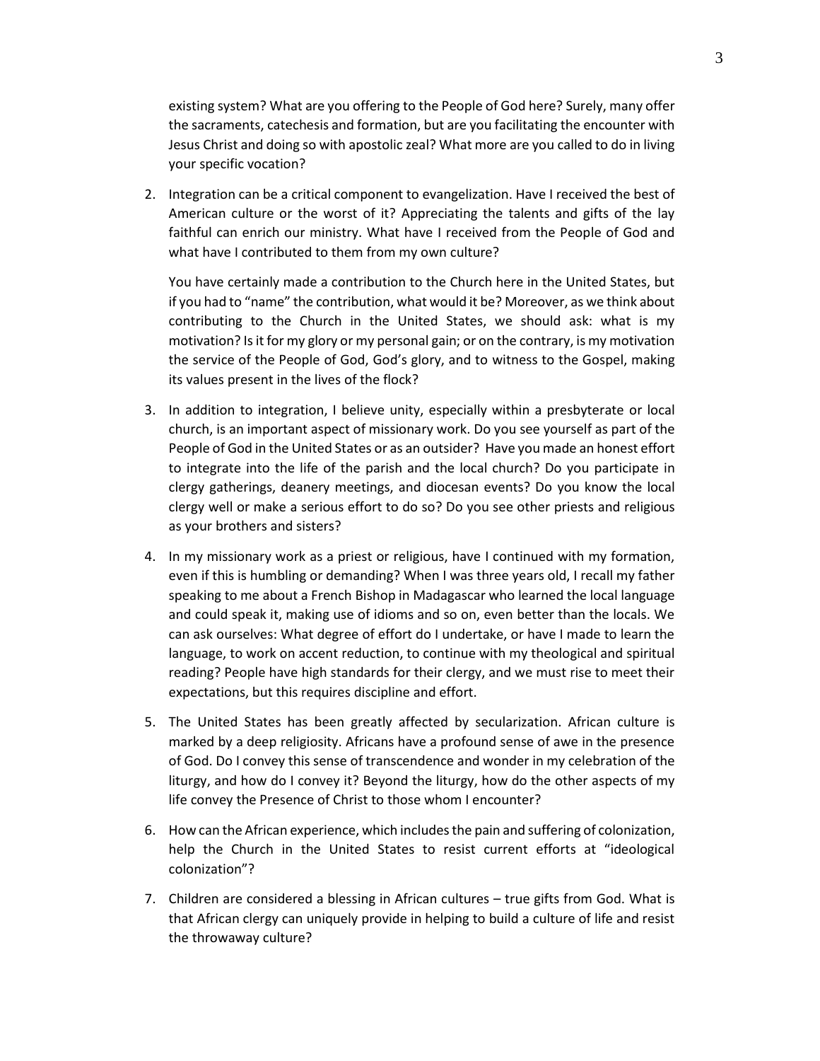existing system? What are you offering to the People of God here? Surely, many offer the sacraments, catechesis and formation, but are you facilitating the encounter with Jesus Christ and doing so with apostolic zeal? What more are you called to do in living your specific vocation?

2. Integration can be a critical component to evangelization. Have I received the best of American culture or the worst of it? Appreciating the talents and gifts of the lay faithful can enrich our ministry. What have I received from the People of God and what have I contributed to them from my own culture?

   You have certainly made a contribution to the Church here in the United States, but if you had to "name" the contribution, what would it be? Moreover, as we think about contributing to the Church in the United States, we should ask: what is my motivation? Is it for my glory or my personal gain; or on the contrary, is my motivation the service of the People of God, God's glory, and to witness to the Gospel, making its values present in the lives of the flock?

3. In addition to integration, I believe unity, especially within a presbyterate or local church, is an important aspect of missionary work. Do you see yourself as part of the People of God in the United States or as an outsider? Have you made an honest effort to integrate into the life of the parish and the local church? Do you participate in clergy gatherings, deanery meetings, and diocesan events? Do you know the local clergy well or make a serious effort to do so? Do you see other priests and religious as your brothers and sisters?

4. In my missionary work as a priest or religious, have I continued with my formation, even if this is humbling or demanding? When I was three years old, I recall my father speaking to me about a French Bishop in Madagascar who learned the local language and could speak it, making use of idioms and so on, even better than the locals. We can ask ourselves: What degree of effort do I undertake, or have I made to learn the language, to work on accent reduction, to continue with my theological and spiritual reading? People have high standards for their clergy, and we must rise to meet their expectations, but this requires discipline and effort.

5. The United States has been greatly affected by secularization. African culture is marked by a deep religiosity. Africans have a profound sense of awe in the presence of God. Do I convey this sense of transcendence and wonder in my celebration of the liturgy, and how do I convey it? Beyond the liturgy, how do the other aspects of my life convey the Presence of Christ to those whom I encounter?

6. How can the African experience, which includes the pain and suffering of colonization, help the Church in the United States to resist current efforts at "ideological colonization"?

7. Children are considered a blessing in African cultures – true gifts from God. What is that African clergy can uniquely provide in helping to build a culture of life and resist the throwaway culture?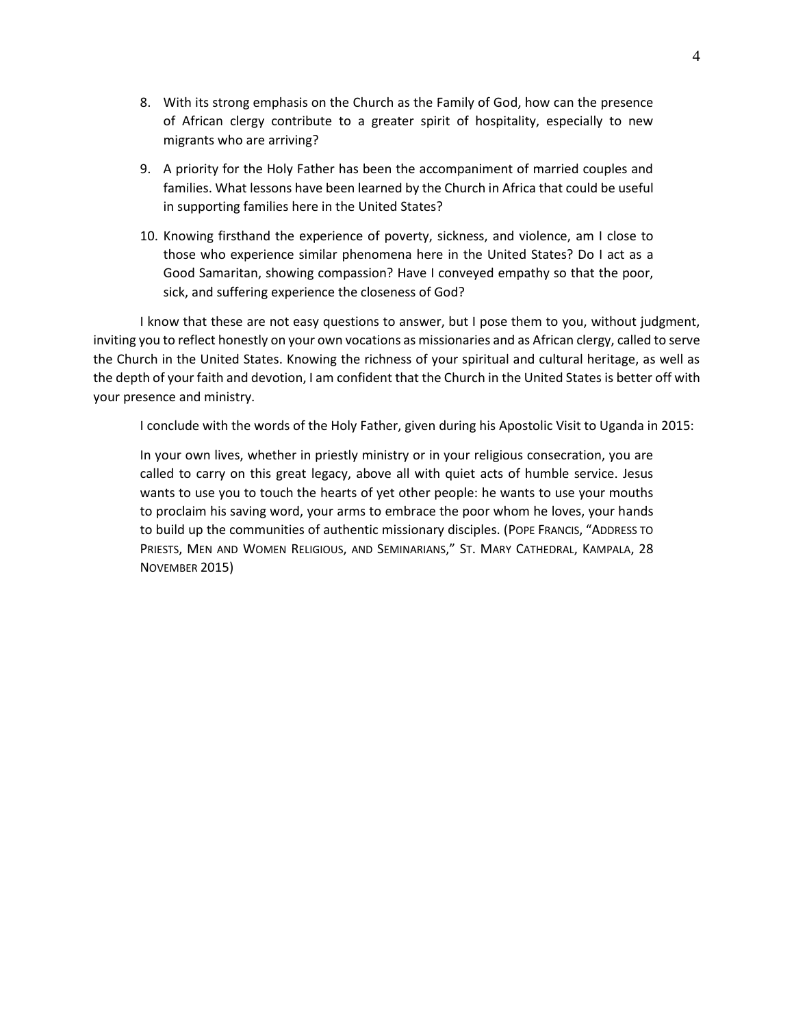8. With its strong emphasis on the Church as the Family of God, how can the presence of African clergy contribute to a greater spirit of hospitality, especially to new migrants who are arriving?

9. A priority for the Holy Father has been the accompaniment of married couples and families. What lessons have been learned by the Church in Africa that could be useful in supporting families here in the United States?

10. Knowing firsthand the experience of poverty, sickness, and violence, am I close to those who experience similar phenomena here in the United States? Do I act as a Good Samaritan, showing compassion? Have I conveyed empathy so that the poor, sick, and suffering experience the closeness of God?

I know that these are not easy questions to answer, but I pose them to you, without judgment, inviting you to reflect honestly on your own vocations as missionaries and as African clergy, called to serve the Church in the United States. Knowing the richness of your spiritual and cultural heritage, as well as the depth of your faith and devotion, I am confident that the Church in the United States is better off with your presence and ministry.

I conclude with the words of the Holy Father, given during his Apostolic Visit to Uganda in 2015:

> In your own lives, whether in priestly ministry or in your religious consecration, you are called to carry on this great legacy, above all with quiet acts of humble service. Jesus wants to use you to touch the hearts of yet other people: he wants to use your mouths to proclaim his saving word, your arms to embrace the poor whom he loves, your hands to build up the communities of authentic missionary disciples. (Pope Francis, "Address to Priests, Men and Women Religious, and Seminarians," St. Mary Cathedral, Kampala, 28 November 2015)